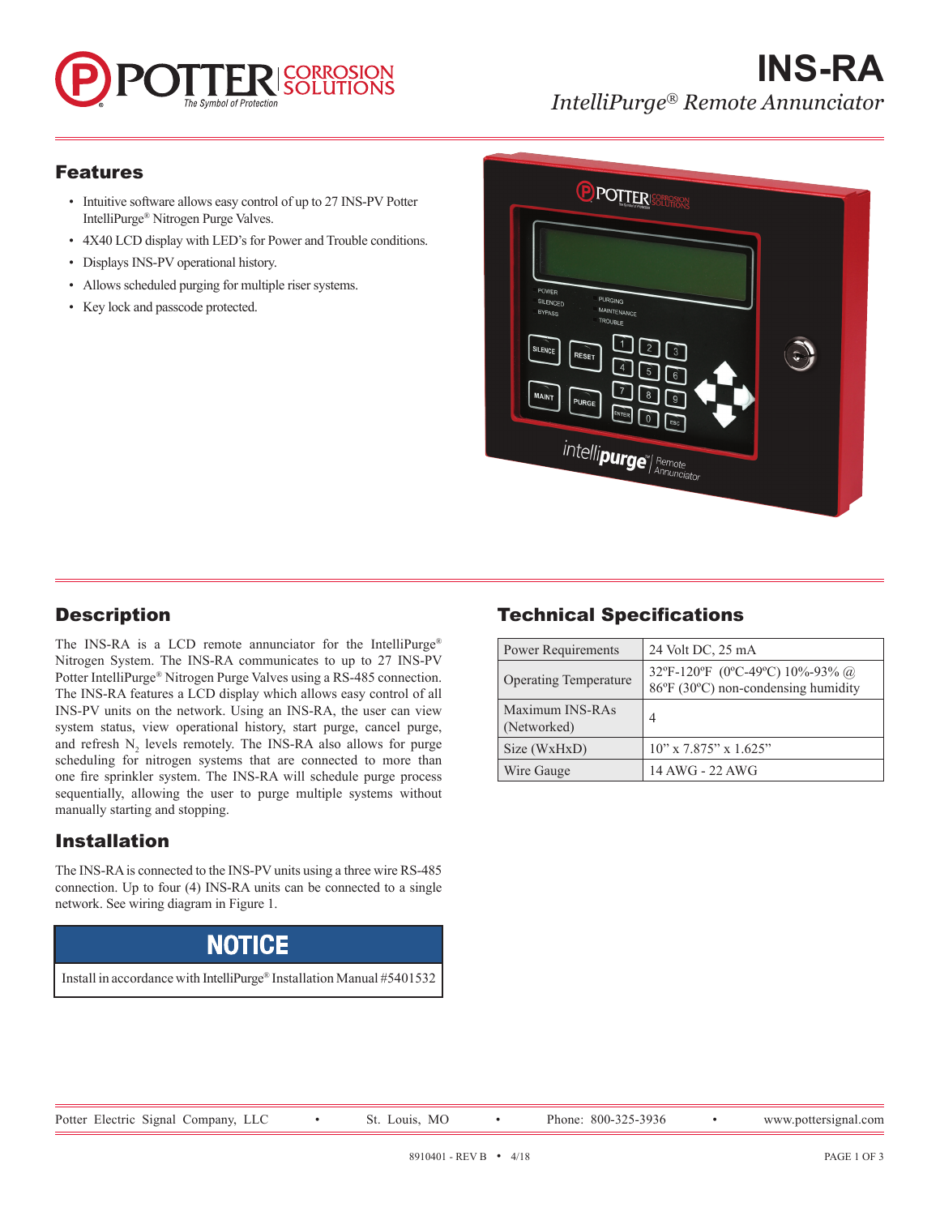# INS-RA

*IntelliPurge® Remote Annunciator*

## Features

- Intuitive software allows easy control of up to 27 INS-PV Potter IntelliPurge® Nitrogen Purge Valves.
- 4X40 LCD display with LED's for Power and Trouble conditions.
- Displays INS-PV operational history.
- Allows scheduled purging for multiple riser systems.
- Key lock and passcode protected.

## Description

The INS-RA is a LCD remote annunciator for the IntelliPurge® Nitrogen System. The INS-RA communicates to up to 27 INS-PV Potter IntelliPurge® Nitrogen Purge Valves using a RS-485 connection. The INS-RA features a LCD display which allows easy control of all INS-PV units on the network. Using an INS-RA, the user can view system status, view operational history, start purge, cancel purge, and refresh $N_2$ levels remotely. The INS-RA also allows for purge scheduling for nitrogen systems that are connected to more than one fire sprinkler system. The INS-RA will schedule purge process sequentially, allowing the user to purge multiple systems without manually starting and stopping.

## Installation

The INS-RA is connected to the INS-PV units using a three wire RS-485 connection. Up to four (4) INS-RA units can be connected to a single network. See wiring diagram in Figure 1.

**NOTICE**

Install in accordance with IntelliPurge® Installation Manual #5401532

## Technical Specifications

| | |
|---|---|
| Power Requirements | 24 Volt DC, 25 mA |
| Operating Temperature | 32ºF-120ºF (0ºC-49ºC) 10%-93% @ 86ºF (30ºC) non-condensing humidity |
| Maximum INS-RAs (Networked) | 4 |
| Size (WxHxD) | 10" x 7.875" x 1.625" |
| Wire Gauge | 14 AWG - 22 AWG |

Potter Electric Signal Company, LLC • St. Louis, MO • Phone: 800-325-3936 • www.pottersignal.com

8910401 - REV B • 4/18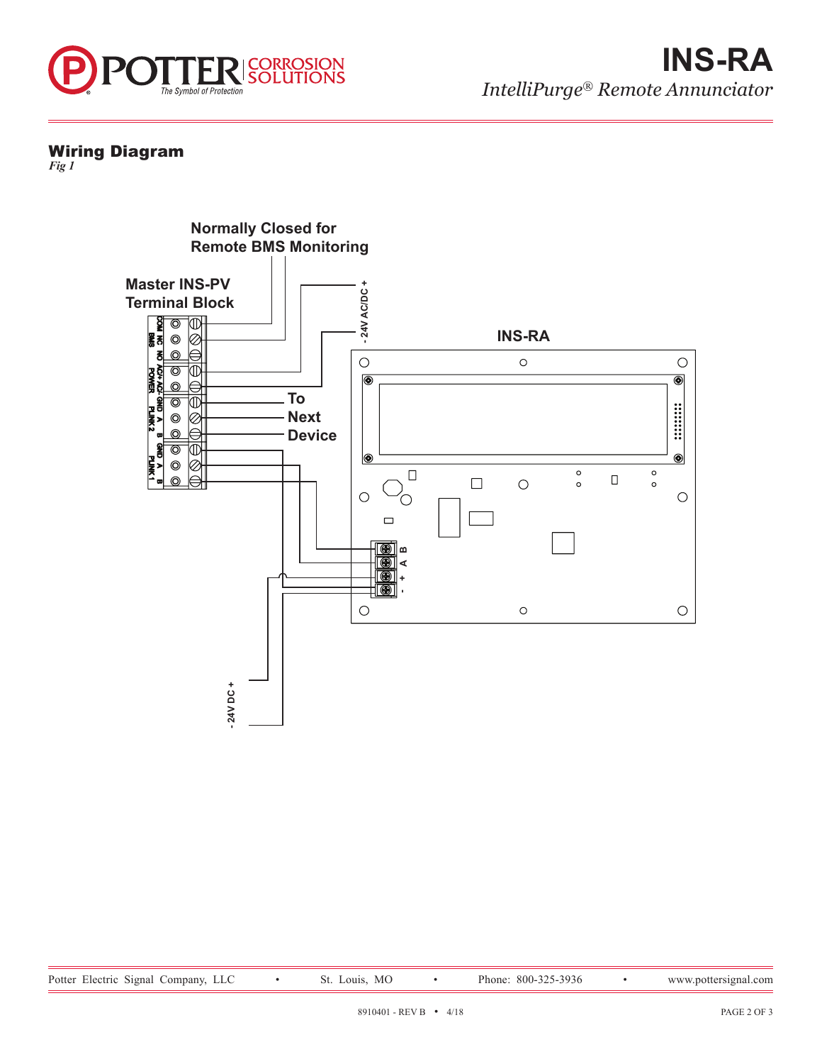## Wiring Diagram

*Fig 1*

Normally Closed for Remote BMS Monitoring

Master INS-PV Terminal Block

COM NC NO AC+ AC- GND A B GND A B

BMS POWER PLINK 2 PLINK 1

- 24V AC/DC +

INS-RA

To Next Device

B A + -

- 24V DC +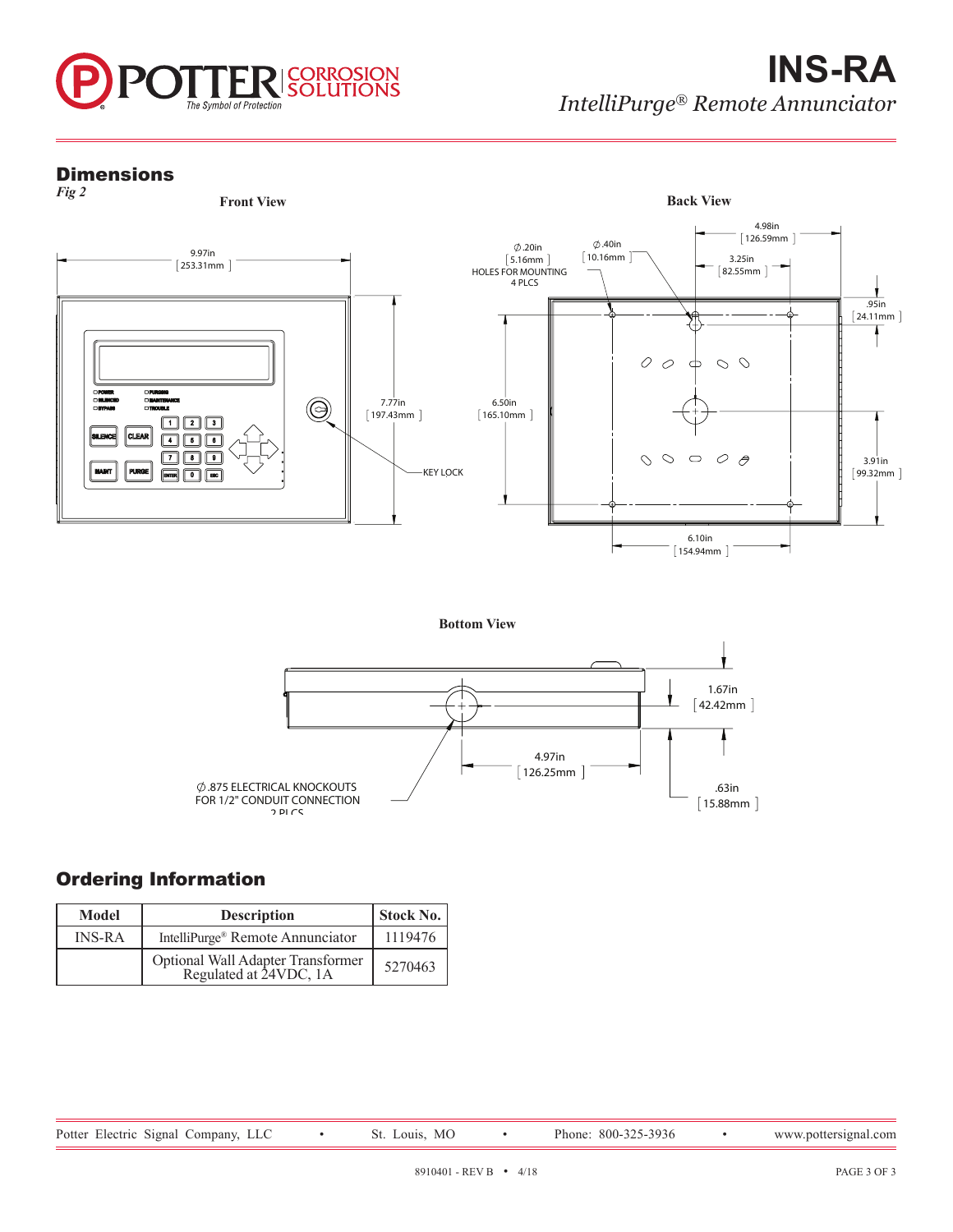# INS-RA

*IntelliPurge® Remote Annunciator*

## Dimensions

*Fig 2*

**Front View**

9.97in
[ 253.31mm ]

7.77in
[ 197.43mm ]

KEY LOCK

**Back View**

4.98in
[ 126.59mm ]

3.25in
[ 82.55mm ]

∅.20in
[ 5.16mm ]
HOLES FOR MOUNTING
4 PLCS

∅.40in
[ 10.16mm ]

.95in
[ 24.11mm ]

6.50in
[ 165.10mm ]

3.91in
[ 99.32mm ]

6.10in
[ 154.94mm ]

**Bottom View**

1.67in
[ 42.42mm ]

4.97in
[ 126.25mm ]

.63in
[ 15.88mm ]

∅.875 ELECTRICAL KNOCKOUTS
FOR 1/2" CONDUIT CONNECTION
2 PLCS

## Ordering Information

| Model | Description | Stock No. |
|---|---|---|
| INS-RA | IntelliPurge® Remote Annunciator | 1119476 |
| | Optional Wall Adapter Transformer Regulated at 24VDC, 1A | 5270463 |

Potter Electric Signal Company, LLC • St. Louis, MO • Phone: 800-325-3936 • www.pottersignal.com

8910401 - REV B • 4/18